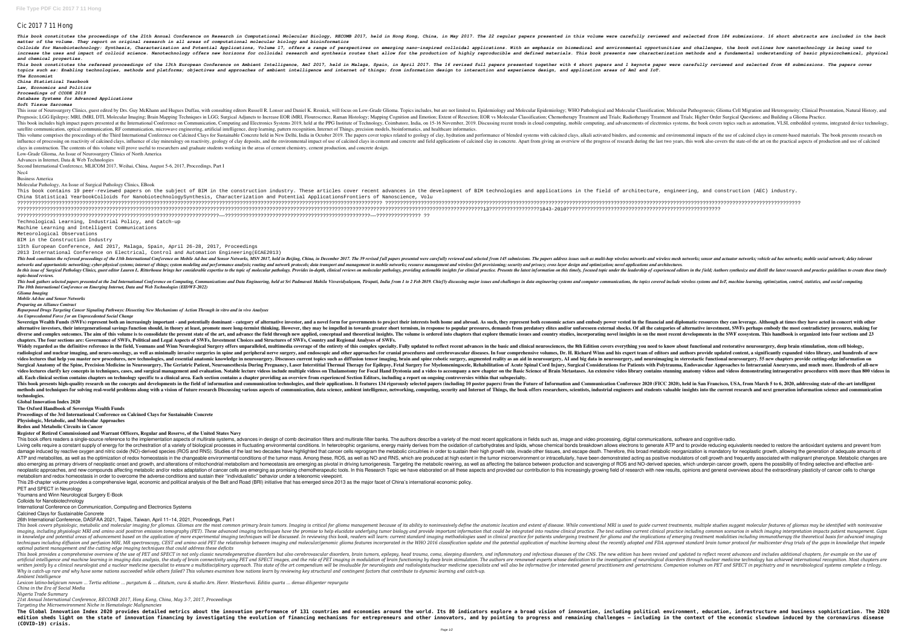# Cic 2017 7 11 Hong

*This book constitutes the proceedings of the 21th Annual Conference on Research in Computational Molecular Biology, RECOMB 2017, held in Hong Kong, China, in May 2017. The 22 regular papers presented in this volume were carefully reviewed and selected from 184 submissions. 16 short abstracts are included in the back matter of the volume. They report on original research in all areas of computational molecular biology and bioinformatics*

*Colloids for Nanobiotechnology: Synthesis, Characterization and Potential Applications, Volume 17, offers a range of perspectives on emerging nano-inspired colloidal applications. With an emphasis on biomedical and environmental opportunities and challenges, the book outlines how nanotechnology is being used to increase the uses and impact of colloid science. Nanotechnology offers new horizons for colloidal research and synthesis routes that allow for the production of highly reproducible and defined materials. This book presents new characterization methods and a fundamental understanding of basic physicochemical, physical and chemical properties.*

*This book constitutes the refereed proceedings of the 13th European Conference on Ambient Intelligence, AmI 2017, held in Malaga, Spain, in April 2017. The 16 revised full papers presented together with 4 short papers and 1 keynote paper were carefully reviewed and selected from 48 submissions. The papers cover topics such as: Enabling technologies, methods and platforms; objectives and approaches of ambient intelligence and internet of things; from information design to interaction and experience design, and application areas of AmI and IoT.*

*The Economist*

*China Statistical Yearbook*

*Law, Economics and Politics*

*Proceedings of CCODE 2019*

*Database Systems for Advanced Applications*

*Soft Tissue Sarcomas*

This issue of Neurosurgery Clinics, guest edited by Drs. Guy McKhann and Hugues Duffau, with consulting editors Russell R. Lonser and Daniel K. Resnick, will focus on Low-Grade Glioma. Topics includes, but are not limited to, Epidemiology and Molecular Epidemiology; WHO Pathological and Molecular Classification; Molecular Pathogenesis; Glioma Cell Migration and Heterogeneity; Clinical Presentation, Natural History, and Prognosis; LGG Epilepsy; MRI, fMRI, DTI, Molecular Imaging; Brain Mapping Techniques in LGG; Surgical Adjuncts to Increase EOR iMRI, Flourescence, Raman Histology; Mapping Cognition and Emotion; Extent of Resection; EOR vs Molecular Classification; Chemotherapy Treatment and Trials; Radiotherapy Treatment and Trials; Higher Order Surgical Questions; and Building a Glioma Practice.

This book includes high impact papers presented at the International Conference on Communication, Computing and Electronics Systems 2019, held at the PPG Institute of Technology, Coimbatore, India, on 15-16 November, 2019. Discussing recent trends in cloud computing, mobile computing, and advancements of electronics systems, the book covers topics such as automation, VLSI, embedded systems, integrated device technology, satellite communication, optical communication, RF communication, microwave engineering, artificial intelligence, deep learning, pattern recognition, Internet of Things, precision models, bioinformatics, and healthcare informatics.

This volume comprises the proceedings of the Third International Conference on Calcined Clays for Sustainable Concrete held in New Delhi, India in October 2019. The papers cover topics related to geology of clay, hydration and performance of blended systems with calcined clays, alkali activated binders, and economic and environmental impacts of the use of calcined clays in cement-based materials. The book presents research on influence of processing on reactivity of calcined clays, influence of clay mineralogy on reactivity, geology of clay deposits, and the environmental impact of use of calcined clays in cement and concrete and field applications of calcined clay in concrete. Apart from giving an overview of the progress of research during the last two years, this work also covers the state-of-the art on the practical aspects of production and use of calcined clays in construction. The contents of this volume will prove useful to researchers and graduate students working in the areas of cement chemistry, cement production, and concrete design.

Low-Grade Glioma, An Issue of Neurosurgery Clinics of North America

Advances in Internet, Data & Web Technologies

Second International Conference, MLICOM 2017, Weihai, China, August 5-6, 2017, Proceedings, Part I

Nec4

Business America

Molecular Pathology, An Issue of Surgical Pathology Clinics, EBook

This book contains 19 peer-reviewed papers on the subject of BIM in the construction industry. These articles cover recent advances in the development of BIM technologies and applications in the field of architecture, engineering, and construction (AEC) industry.

China Statistical YearbookColloids for NanobiotechnologySynthesis, Characterization and Potential ApplicationsFrontiers of Nanoscience, Volu

??????????????????????????????????????????????????????????????????????????????????????????? ????????????????????????????????????????????????????????????????????????????????????????????????????

??????????????????????????????????????????????????????????????????????????????????????13???????????????????1843-2010??????????????????????????????????????????????????????

??????????????????????????????????????????????????????——??????????????????????????????????????????????——??????????????? ??

Technological Learning, Industrial Policy, and Catch-up

Machine Learning and Intelligent Communications

Meteorological Observations

BIM in the Construction Industry

13th European Conference, AmI 2017, Malaga, Spain, April 26–28, 2017, Proceedings

2013 International Conference on Electrical, Control and Automation Engineering(ECAE2013)

*This book constitutes the refereed proceedings of the 13th International Conference on Mobile Ad-hoc and Sensor Networks, MSN 2017, held in Beijing, China, in December 2017. The 39 revised full papers presented were carefully reviewed and selected from 145 submissions. The papers address issues such as multi-hop wireless networks and wireless mesh networks; sensor and actuator networks; vehicle ad hoc networks; mobile social networks; delay tolerant networks and opportunistic networking; cyber-physical systems; internet of things; system modeling and performance analysis; routing and network protocols; data transport and management in mobile networks; resource management and wireless QoS provisioning; security and privacy; cross layer design and optimization; novel applications and architectures.*

*In this issue of Surgical Pathology Clinics, guest editor Lauren L. Ritterhouse brings her considerable expertise to the topic of molecular pathology. Provides in-depth, clinical reviews on molecular pathology, providing actionable insights for clinical practice. Presents the latest information on this timely, focused topic under the leadership of experienced editors in the field; Authors synthesize and distill the latest research and practice guidelines to create these timely topic-based reviews.*

*This book gathers selected papers presented at the 2nd International Conference on Computing, Communications and Data Engineering, held at Sri Padmavati Mahila Visvavidyalayam, Tirupati, India from 1 to 2 Feb 2019. Chiefly discussing major issues and challenges in data engineering systems and computer communications, the topics covered include wireless systems and IoT, machine learning, optimization, control, statistics, and social computing.*

*The 10th International Conference on Emerging Internet, Data and Web Technologies (EIDWT-2022)*

*Glioma Imaging*

*Mobile Ad-hoc and Sensor Networks*

*Preparing an Alliance Contract*

*Repurposed Drugs Targeting Cancer Signaling Pathways: Dissecting New Mechanisms of Action Through in vitro and in vivo Analyses*

*An Unprecedented Force for an Unprecedented Social Change*

**Sovereign Wealth Funds (SWFs) represent both an increasingly important - and potentially dominant - category of alternative investor, and a novel form for governments to project their interests both home and abroad. As such, they represent both economic actors and embody power vested in the financial and diplomatic resources they can leverage. Although at times they have acted in concert with other alternative investors, their intergenerational savings function should, in theory at least, promote more long-termist thinking. However, they may be impelled in towards greater short termism, in response to popular pressures, demands from predatory elites and/or unforeseen external shocks. Of all the categories of alternative investment, SWFs perhaps embody the most contradictory pressures, making for diverse and complex outcomes. The aim of this volume is to consolidate the present state of the art, and advance the field through new applied, conceptual and theoretical insights. The volume is ordered into chapters that explore thematic issues and country studies, incorporating novel insights in on the most recent developments in the SWF ecosystem. This handbook is organized into four sections and 23 chapters. The four sections are: Governance of SWFs, Political and Legal Aspects of SWFs, Investment Choices and Structures of SWFs, Country and Regional Analyses of SWFs.**

**Widely regarded as the definitive reference in the field, Youmans and Winn Neurological Surgery offers unparalleled, multimedia coverage of the entirety of this complex specialty. Fully updated to reflect recent advances in the basic and clinical neurosciences, the 8th Edition covers everything you need to know about functional and restorative neurosurgery, deep brain stimulation, stem cell biology, radiological and nuclear imaging, and neuro-oncology, as well as minimally invasive surgeries in spine and peripheral nerve surgery, and endoscopic and other approaches for cranial procedures and cerebrovascular diseases. In four comprehensive volumes, Dr. H. Richard Winn and his expert team of editors and authors provide updated content, a significantly expanded video library, and hundreds of new video lectures that help you master new procedures, new technologies, and essential anatomic knowledge in neurosurgery. Discusses current topics such as diffusion tensor imaging, brain and spine robotic surgery, augmented reality as an aid in neurosurgery, AI and big data in neurosurgery, and neuroimaging in stereotactic functional neurosurgery. 55 new chapters provide cutting-edge information on Surgical Anatomy of the Spine, Precision Medicine in Neurosurgery, The Geriatric Patient, Neuroanesthesia During Pregnancy, Laser Interstitial Thermal Therapy for Epilepsy, Fetal Surgery for Myelomeningocele, Rehabilitation of Acute Spinal Cord Injury, Surgical Considerations for Patients with Polytrauma, Endovascular Approaches to Intracranial Aneurysms, and much more. Hundreds of all-new video lectures clarify key concepts in techniques, cases, and surgical management and evaluation. Notable lecture videos include multiple videos on Thalamotomy for Focal Hand Dystonia and a video to accompany a new chapter on the Basic Science of Brain Metastases. An extensive video library contains stunning anatomy videos and videos demonstrating intraoperative procedures with more than 800 videos in all. Each clinical section contains chapters on technology specific to a clinical area. Each section contains a chapter providing an overview from experienced Section Editors, including a report on ongoing controversies within that subspecialty.**

**This book presents high-quality research on the concepts and developments in the field of information and communication technologies, and their applications. It features 134 rigorously selected papers (including 10 poster papers) from the Future of Information and Communication Conference 2020 (FICC 2020), held in San Francisco, USA, from March 5 to 6, 2020, addressing state-of-the-art intelligent methods and techniques for solving real-world problems along with a vision of future research Discussing various aspects of communication, data science, ambient intelligence, networking, computing, security and Internet of Things, the book offers researchers, scientists, industrial engineers and students valuable insights into the current research and next generation information science and communication technologies.**

**Global Innovation Index 2020**

**The Oxford Handbook of Sovereign Wealth Funds**

**Proceedings of the 3rd International Conference on Calcined Clays for Sustainable Concrete**

**Physiologic, Metabolic, and Molecular Approaches**

**Redox and Metabolic Circuits in Cancer**

**Register of Retired Commissioned and Warrant Officers, Regular and Reserve, of the United States Navy**

This book offers readers a single-source reference to the implementation aspects of multirate systems, advances in design of comb decimation filters and multirate filter banks. The authors describe a variety of the most recent applications in fields such as, image and video processing, digital communications, software and cognitive radio.

Living cells require a constant supply of energy for the orchestration of a variety of biological processes in fluctuating environmental conditions. In heterotrophic organisms, energy mainly derives from the oxidation of carbohydrates and lipids, whose chemical bonds breakdown allows electrons to generate ATP and to provide reducing equivalents needed to restore the antioxidant systems and prevent from damage induced by reactive oxygen and nitric oxide (NO)-derived species (ROS and RNS). Studies of the last two decades have highlighted that cancer cells reprogram the metabolic circuitries in order to sustain their high growth rate, invade other tissues, and escape death. Therefore, this broad metabolic reorganization is mandatory for neoplastic growth, allowing the generation of adequate amounts of ATP and metabolites, as well as the optimization of redox homeostasis in the changeable environmental conditions of the tumor mass. Among these, ROS, as well as NO and RNS, which are produced at high extent in the tumor microenvironment or intracellularly, have been demonstrated acting as positive modulators of cell growth and frequently associated with malignant phenotype. Metabolic changes are also emerging as primary drivers of neoplastic onset and growth, and alterations of mitochondrial metabolism and homeostasis are emerging as pivotal in driving tumorigenesis. Targeting the metabolic rewiring, as well as affecting the balance between production and scavenging of ROS and NO-derived species, which underpin cancer growth, opens the possibility of finding selective and effective anti-neoplastic approaches, and new compounds affecting metabolic and/or redox adaptation of cancer cells are emerging as promising chemotherapeutic tools. In this Research Topic we have elaborated on all these aspects and provided our contribution to this increasingly growing field of research with new results, opinions and general overviews about the extraordinary plasticity of cancer cells to change metabolism and redox homeostasis in order to overcome the adverse conditions and sustain their "individualistic" behavior under a teleonomic viewpoint.

This 28-chapter volume provides a comprehensive legal, economic and political analysis of the Belt and Road (BRI) initiative that has emerged since 2013 as the major facet of China's international economic policy.

PET and SPECT in Neurology

Youmans and Winn Neurological Surgery E-Book

Colloids for Nanobiotechnology

International Conference on Communication, Computing and Electronics Systems

Calcined Clays for Sustainable Concrete

26th International Conference, DASFAA 2021, Taipei, Taiwan, April 11–14, 2021, Proceedings, Part I

*This book covers physiologic, metabolic and molecular imaging for gliomas. Gliomas are the most common primary brain tumors. Imaging is critical for glioma management because of its ability to noninvasively define the anatomic location and extent of disease. While conventional MRI is used to guide current treatments, multiple studies suggest molecular features of gliomas may be identified with noninvasive imaging, including physiologic MRI and amino acid positron emission tomography (PET). These advanced imaging techniques have the promise to help elucidate underlying tumor biology and provide important information that could be integrated into routine clinical practice. The text outlines current clinical practice including common scenarios in which imaging interpretation impacts patient management. Gaps in knowledge and potential areas of advancement based on the application of more experimental imaging techniques will be discussed. In reviewing this book, readers will learn: current standard imaging methodologies used in clinical practice for patients undergoing treatment for glioma and the implications of emerging treatment modalities including immunotherapy the theoretical basis for advanced imaging techniques including diffusion and perfusion MRI, MR spectroscopy, CEST and amino acid PET the relationship between imaging and molecular/genomic glioma features incorporated in the WHO 2016 classification update and the potential application of machine learning about the recently adopted and FDA approved standard brain tumor protocol for multicenter drug trials of the gaps in knowledge that impede optimal patient management and the cutting edge imaging techniques that could address these deficits*

*This book provides a comprehensive overview of the use of PET and SPECT in not only classic neurodegenerative disorders but also cerebrovascular disorders, brain tumors, epilepsy, head trauma, coma, sleeping disorders, and inflammatory and infectious diseases of the CNS. The new edition has been revised and updated to reflect recent advances and includes additional chapters, for example on the use of artificial intelligence and machine learning in imaging data analysis, the study of brain connectivity using PET and SPECT images, and the role of PET imaging in modulation of brain functioning by deep brain stimulation. The authors are renowned experts whose dedication to the investigation of neurological disorders through nuclear medicine technology has achieved international recognition. Most chapters are written jointly by a clinical neurologist and a nuclear medicine specialist to ensure a multidisciplinary approach. This state of the art compendium will be invaluable for neurologists and radiologists/nuclear medicine specialists and will also be informative for interested general practitioners and geriatricians. Companion volumes on PET and SPECT in psychiatry and in neurobiological systems complete a trilogy.*

*Why is catch-up rare and why have some nations succeeded while others failed? This volumes examines how nations learn by reviewing key structural and contingent factors that contribute to dynamic learning and catch-up.*

*Ambient Intelligence*

*Lexicon latino-belgicum novum ... Tertia editione ... purgatum & ... ditatum, cura & studio Arn. Henr. Westerhovii. Editio quarta ... denuo diligenter repurgata*

*China in the Era of Social Media*

*Nigeria Trade Summary*

*21st Annual International Conference, RECOMB 2017, Hong Kong, China, May 3-7, 2017, Proceedings*

*Targeting the Microenvironment Niche in Hematologic Malignancies*

**The Global Innovation Index 2020 provides detailed metrics about the innovation performance of 131 countries and economies around the world. Its 80 indicators explore a broad vision of innovation, including political environment, education, infrastructure and business sophistication. The 2020 edition sheds light on the state of innovation financing by investigating the evolution of financing mechanisms for entrepreneurs and other innovators, and by pointing to progress and remaining challenges – including in the context of the economic slowdown induced by the coronavirus disease (COVID-19) crisis.**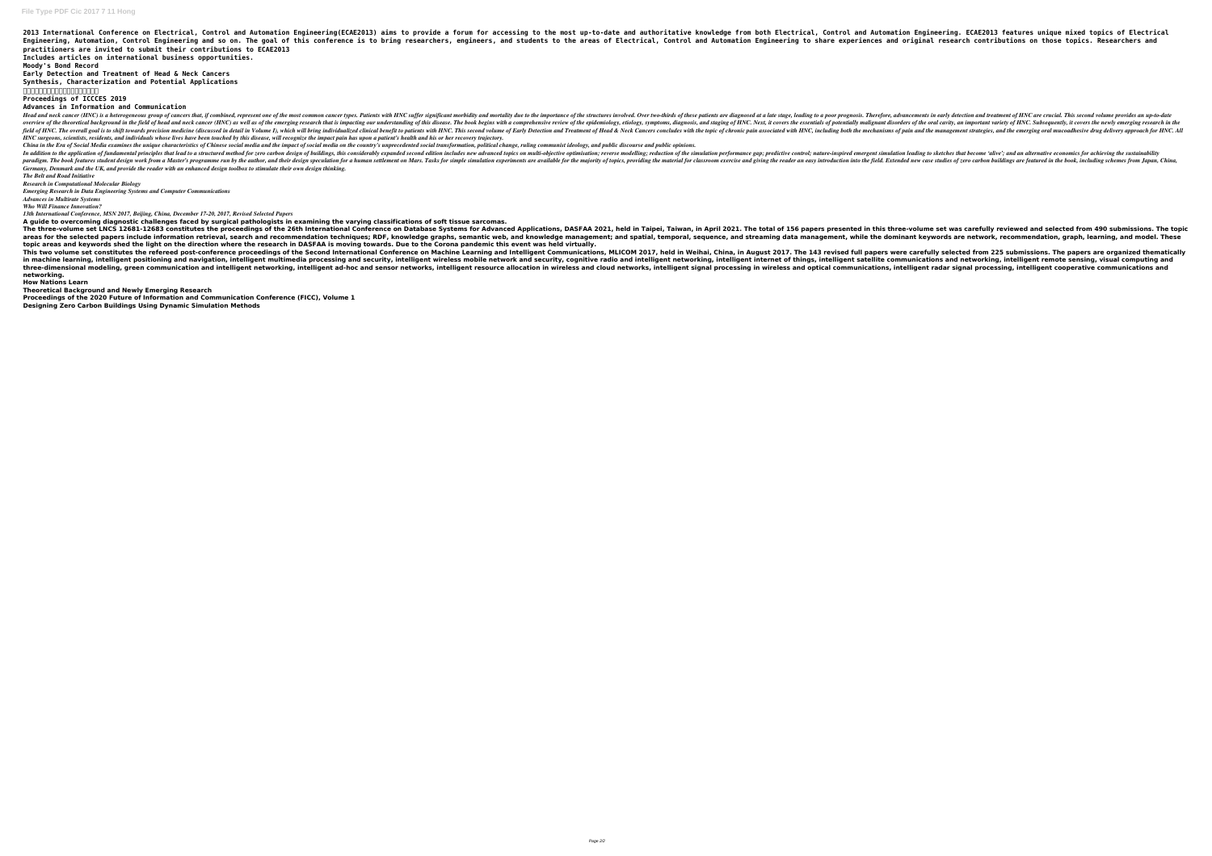2013 International Conference on Electrical, Control and Automation Engineering(ECAE2013) aims to provide a forum for accessing to the most up-to-date and authoritative knowledge from both Electrical, Control and Automation Engineering. ECAE2013 features unique mixed topics of Electrical Engineering, Automation, Control Engineering and so on. The goal of this conference is to bring researchers, engineers, and students to the areas of Electrical, Control and Automation Engineering to share experiences and original research contributions on those topics. Researchers and practitioners are invited to submit their contributions to ECAE2013

**Includes articles on international business opportunities.**

**Moody's Bond Record**

**Early Detection and Treatment of Head & Neck Cancers**

**Synthesis, Characterization and Potential Applications**

**Proceedings of ICCCES 2019**

**Advances in Information and Communication**

*Head and neck cancer (HNC) is a heterogeneous group of cancers that, if combined, represent one of the most common cancer types. Patients with HNC suffer significant morbidity and mortality due to the importance of the structures involved. Over two-thirds of these patients are diagnosed at a late stage, leading to a poor prognosis. Therefore, advancements in early detection and treatment of HNC are crucial. This second volume provides an up-to-date overview of the theoretical background in the field of head and neck cancer (HNC) as well as of the emerging research that is impacting our understanding of this disease. The book begins with a comprehensive review of the epidemiology, etiology, symptoms, diagnosis, and staging of HNC. Next, it covers the essentials of potentially malignant disorders of the oral cavity, an important variety of HNC. Subsequently, it covers the newly emerging research in the field of HNC. The overall goal is to shift towards precision medicine (discussed in detail in Volume I), which will bring individualized clinical benefit to patients with HNC. This second volume of Early Detection and Treatment of Head & Neck Cancers concludes with the topic of chronic pain associated with HNC, including both the mechanisms of pain and the management strategies, and the emerging oral mucoadhesive drug delivery approach for HNC. All HNC surgeons, scientists, residents, and individuals whose lives have been touched by this disease, will recognize the impact pain has upon a patient's health and his or her recovery trajectory.*

*China in the Era of Social Media examines the unique characteristics of Chinese social media and the impact of social media on the country's unprecedented social transformation, political change, ruling communist ideology, and public discourse and public opinions.*

*In addition to the application of fundamental principles that lead to a structured method for zero carbon design of buildings, this considerably expanded second edition includes new advanced topics on multi-objective optimisation; reverse modelling; reduction of the simulation performance gap; predictive control; nature-inspired emergent simulation leading to sketches that become 'alive'; and an alternative economics for achieving the sustainability paradigm. The book features student design work from a Master's programme run by the author, and their design speculation for a human settlement on Mars. Tasks for simple simulation experiments are available for the majority of topics, providing the material for classroom exercise and giving the reader an easy introduction into the field. Extended new case studies of zero carbon buildings are featured in the book, including schemes from Japan, China, Germany, Denmark and the UK, and provide the reader with an enhanced design toolbox to stimulate their own design thinking.*

***The Belt and Road Initiative***

***Research in Computational Molecular Biology***

***Emerging Research in Data Engineering Systems and Computer Communications***

***Advances in Multirate Systems***

***Who Will Finance Innovation?***

***13th International Conference, MSN 2017, Beijing, China, December 17-20, 2017, Revised Selected Papers***

**A guide to overcoming diagnostic challenges faced by surgical pathologists in examining the varying classifications of soft tissue sarcomas.**

**The three-volume set LNCS 12681-12683 constitutes the proceedings of the 26th International Conference on Database Systems for Advanced Applications, DASFAA 2021, held in Taipei, Taiwan, in April 2021. The total of 156 papers presented in this three-volume set was carefully reviewed and selected from 490 submissions. The topic areas for the selected papers include information retrieval, search and recommendation techniques; RDF, knowledge graphs, semantic web, and knowledge management; and spatial, temporal, sequence, and streaming data management, while the dominant keywords are network, recommendation, graph, learning, and model. These topic areas and keywords shed the light on the direction where the research in DASFAA is moving towards. Due to the Corona pandemic this event was held virtually.**

**This two volume set constitutes the refereed post-conference proceedings of the Second International Conference on Machine Learning and Intelligent Communications, MLICOM 2017, held in Weihai, China, in August 2017. The 143 revised full papers were carefully selected from 225 submissions. The papers are organized thematically in machine learning, intelligent positioning and navigation, intelligent multimedia processing and security, intelligent wireless mobile network and security, cognitive radio and intelligent networking, intelligent internet of things, intelligent satellite communications and networking, intelligent remote sensing, visual computing and three-dimensional modeling, green communication and intelligent networking, intelligent ad-hoc and sensor networks, intelligent resource allocation in wireless and cloud networks, intelligent signal processing in wireless and optical communications, intelligent radar signal processing, intelligent cooperative communications and networking.**

**How Nations Learn**

**Theoretical Background and Newly Emerging Research**

**Proceedings of the 2020 Future of Information and Communication Conference (FICC), Volume 1**

**Designing Zero Carbon Buildings Using Dynamic Simulation Methods**